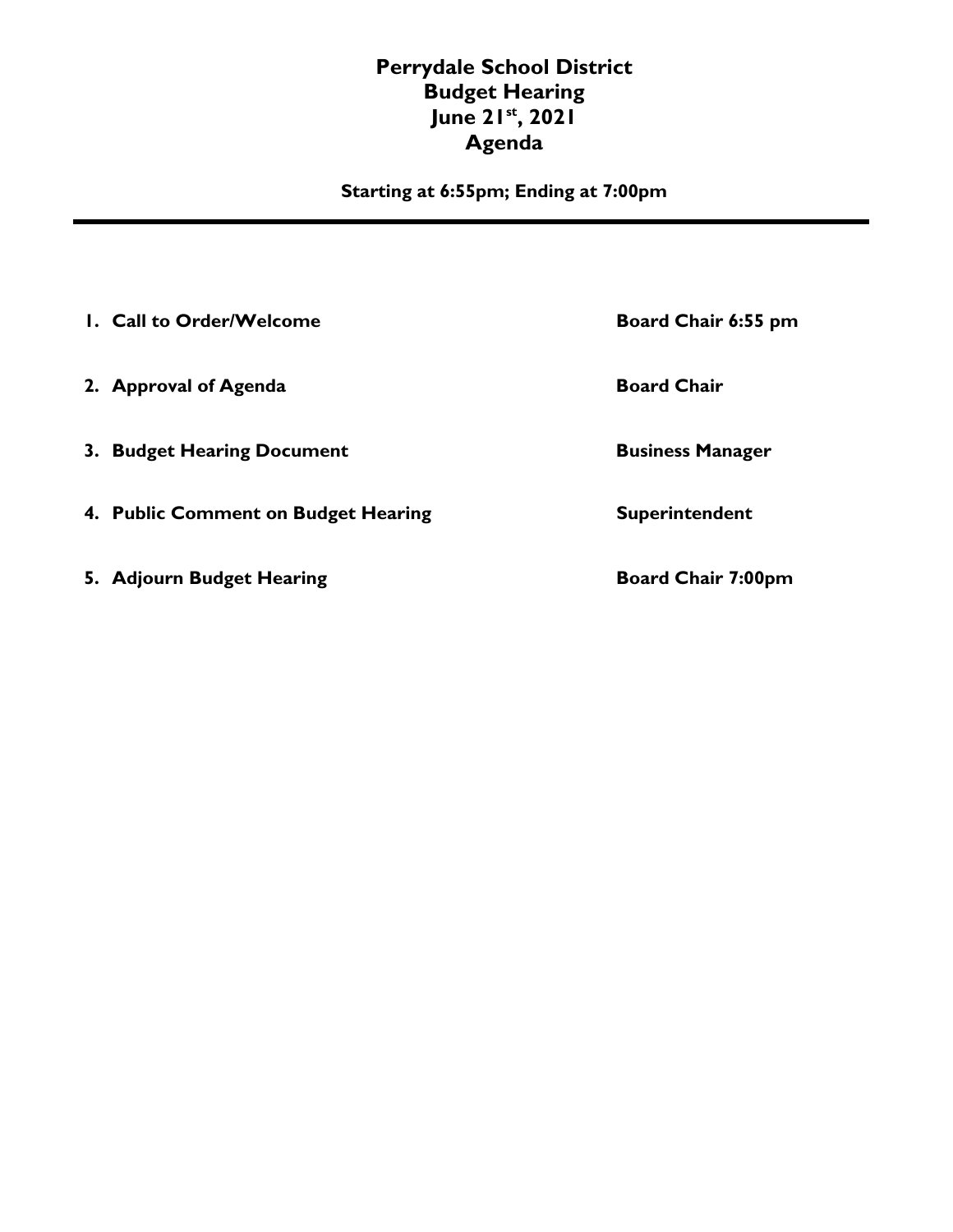# Perrydale School District
# Budget Hearing
# June 21st, 2021
# Agenda

**Starting at 6:55pm; Ending at 7:00pm**

---

1. **Call to Order/Welcome** — **Board Chair 6:55 pm**
2. **Approval of Agenda** — **Board Chair**
3. **Budget Hearing Document** — **Business Manager**
4. **Public Comment on Budget Hearing** — **Superintendent**
5. **Adjourn Budget Hearing** — **Board Chair 7:00pm**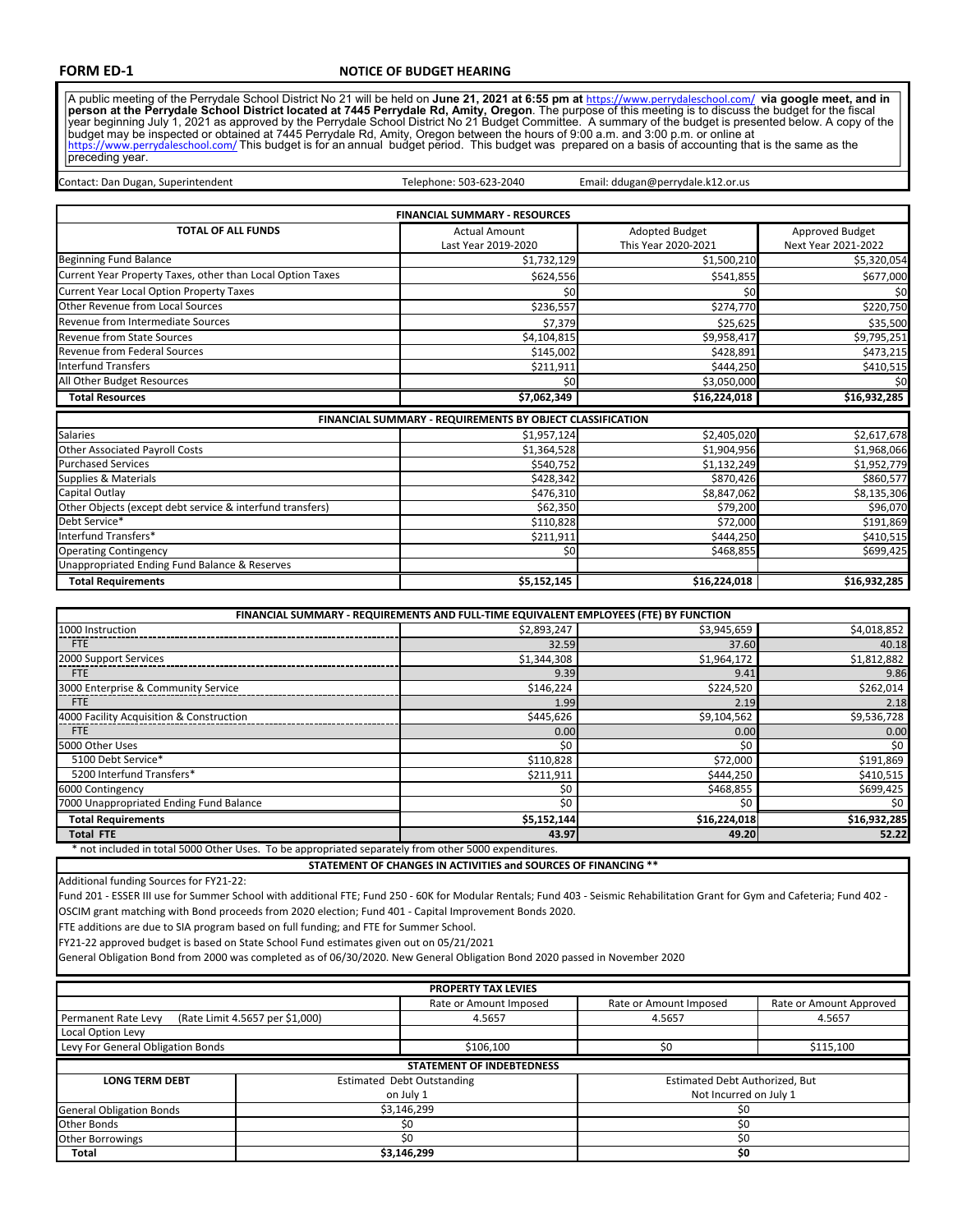**FORM ED-1** **NOTICE OF BUDGET HEARING**

A public meeting of the Perrydale School District No 21 will be held on **June 21, 2021 at 6:55 pm at** https://www.perrydaleschool.com/ **via google meet, and in person at the Perrydale School District located at 7445 Perrydale Rd, Amity, Oregon**. The purpose of this meeting is to discuss the budget for the fiscal year beginning July 1, 2021 as approved by the Perrydale School District No 21 Budget Committee. A summary of the budget is presented below. A copy of the budget may be inspected or obtained at 7445 Perrydale Rd, Amity, Oregon between the hours of 9:00 a.m. and 3:00 p.m. or online at https://www.perrydaleschool.com/ This budget is for an annual budget period. This budget was prepared on a basis of accounting that is the same as the preceding year.

Contact: Dan Dugan, Superintendent | Telephone: 503-623-2040 | Email: ddugan@perrydale.k12.or.us

| FINANCIAL SUMMARY - RESOURCES | | | |
|---|---|---|---|
| **TOTAL OF ALL FUNDS** | Actual Amount Last Year 2019-2020 | Adopted Budget This Year 2020-2021 | Approved Budget Next Year 2021-2022 |
| Beginning Fund Balance | $1,732,129 | $1,500,210 | $5,320,054 |
| Current Year Property Taxes, other than Local Option Taxes | $624,556 | $541,855 | $677,000 |
| Current Year Local Option Property Taxes | $0 | $0 | $0 |
| Other Revenue from Local Sources | $236,557 | $274,770 | $220,750 |
| Revenue from Intermediate Sources | $7,379 | $25,625 | $35,500 |
| Revenue from State Sources | $4,104,815 | $9,958,417 | $9,795,251 |
| Revenue from Federal Sources | $145,002 | $428,891 | $473,215 |
| Interfund Transfers | $211,911 | $444,250 | $410,515 |
| All Other Budget Resources | $0 | $3,050,000 | $0 |
| **Total Resources** | **$7,062,349** | **$16,224,018** | **$16,932,285** |

| FINANCIAL SUMMARY - REQUIREMENTS BY OBJECT CLASSIFICATION | | | |
|---|---|---|---|
| Salaries | $1,957,124 | $2,405,020 | $2,617,678 |
| Other Associated Payroll Costs | $1,364,528 | $1,904,956 | $1,968,066 |
| Purchased Services | $540,752 | $1,132,249 | $1,952,779 |
| Supplies & Materials | $428,342 | $870,426 | $860,577 |
| Capital Outlay | $476,310 | $8,847,062 | $8,135,306 |
| Other Objects (except debt service & interfund transfers) | $62,350 | $79,200 | $96,070 |
| Debt Service* | $110,828 | $72,000 | $191,869 |
| Interfund Transfers* | $211,911 | $444,250 | $410,515 |
| Operating Contingency | $0 | $468,855 | $699,425 |
| Unappropriated Ending Fund Balance & Reserves | | | |
| **Total Requirements** | **$5,152,145** | **$16,224,018** | **$16,932,285** |

| FINANCIAL SUMMARY - REQUIREMENTS AND FULL-TIME EQUIVALENT EMPLOYEES (FTE) BY FUNCTION | | | |
|---|---|---|---|
| 1000 Instruction | $2,893,247 | $3,945,659 | $4,018,852 |
| FTE | 32.59 | 37.60 | 40.18 |
| 2000 Support Services | $1,344,308 | $1,964,172 | $1,812,882 |
| FTE | 9.39 | 9.41 | 9.86 |
| 3000 Enterprise & Community Service | $146,224 | $224,520 | $262,014 |
| FTE | 1.99 | 2.19 | 2.18 |
| 4000 Facility Acquisition & Construction | $445,626 | $9,104,562 | $9,536,728 |
| FTE | 0.00 | 0.00 | 0.00 |
| 5000 Other Uses | $0 | $0 | $0 |
| 5100 Debt Service* | $110,828 | $72,000 | $191,869 |
| 5200 Interfund Transfers* | $211,911 | $444,250 | $410,515 |
| 6000 Contingency | $0 | $468,855 | $699,425 |
| 7000 Unappropriated Ending Fund Balance | $0 | $0 | $0 |
| **Total Requirements** | **$5,152,144** | **$16,224,018** | **$16,932,285** |
| **Total FTE** | **43.97** | **49.20** | **52.22** |

* not included in total 5000 Other Uses. To be appropriated separately from other 5000 expenditures.

**STATEMENT OF CHANGES IN ACTIVITIES and SOURCES OF FINANCING \*\***

Additional funding Sources for FY21-22:

Fund 201 - ESSER III use for Summer School with additional FTE; Fund 250 - 60K for Modular Rentals; Fund 403 - Seismic Rehabilitation Grant for Gym and Cafeteria; Fund 402 - OSCIM grant matching with Bond proceeds from 2020 election; Fund 401 - Capital Improvement Bonds 2020.

FTE additions are due to SIA program based on full funding; and FTE for Summer School.

FY21-22 approved budget is based on State School Fund estimates given out on 05/21/2021

General Obligation Bond from 2000 was completed as of 06/30/2020. New General Obligation Bond 2020 passed in November 2020

| PROPERTY TAX LEVIES | Rate or Amount Imposed | Rate or Amount Imposed | Rate or Amount Approved |
|---|---|---|---|
| Permanent Rate Levy (Rate Limit 4.5657 per $1,000) | 4.5657 | 4.5657 | 4.5657 |
| Local Option Levy | | | |
| Levy For General Obligation Bonds | $106,100 | $0 | $115,100 |

| STATEMENT OF INDEBTEDNESS | | |
|---|---|---|
| **LONG TERM DEBT** | Estimated Debt Outstanding on July 1 | Estimated Debt Authorized, But Not Incurred on July 1 |
| General Obligation Bonds | $3,146,299 | $0 |
| Other Bonds | $0 | $0 |
| Other Borrowings | $0 | $0 |
| **Total** | **$3,146,299** | **$0** |